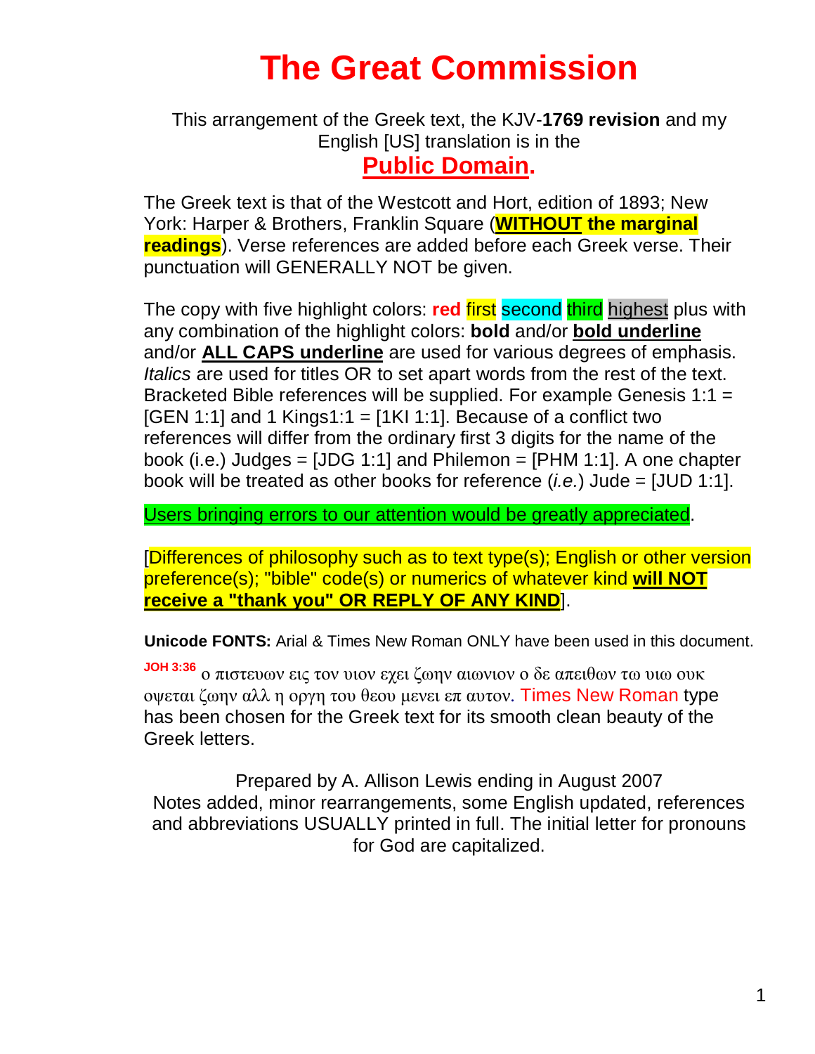# The Great Commission

This arrangement of the Greek text, the KJV-**1769 revision** and my English [US] translation is in the

**Public Domain.**

The Greek text is that of the Westcott and Hort, edition of 1893; New York: Harper & Brothers, Franklin Square (**WITHOUT the marginal readings**). Verse references are added before each Greek verse. Their punctuation will GENERALLY NOT be given.

The copy with five highlight colors: **red** first second third highest plus with any combination of the highlight colors: **bold** and/or **bold underline** and/or **ALL CAPS underline** are used for various degrees of emphasis. *Italics* are used for titles OR to set apart words from the rest of the text. Bracketed Bible references will be supplied. For example Genesis 1:1 = [GEN 1:1] and 1 Kings1:1 = [1KI 1:1]. Because of a conflict two references will differ from the ordinary first 3 digits for the name of the book (i.e.) Judges = [JDG 1:1] and Philemon = [PHM 1:1]. A one chapter book will be treated as other books for reference (*i.e.*) Jude = [JUD 1:1].

Users bringing errors to our attention would be greatly appreciated.

[Differences of philosophy such as to text type(s); English or other version preference(s); "bible" code(s) or numerics of whatever kind **will NOT receive a "thank you" OR REPLY OF ANY KIND**].

**Unicode FONTS:** Arial & Times New Roman ONLY have been used in this document.

**JOH 3:36** ο πιστευων εις τον υιον εχει ζωην αιωνιον ο δε απειθων τω υιω ουκ οψεται ζωην αλλ η οργη του θεου μενει επ αυτον. Times New Roman type has been chosen for the Greek text for its smooth clean beauty of the Greek letters.

Prepared by A. Allison Lewis ending in August 2007
Notes added, minor rearrangements, some English updated, references and abbreviations USUALLY printed in full. The initial letter for pronouns for God are capitalized.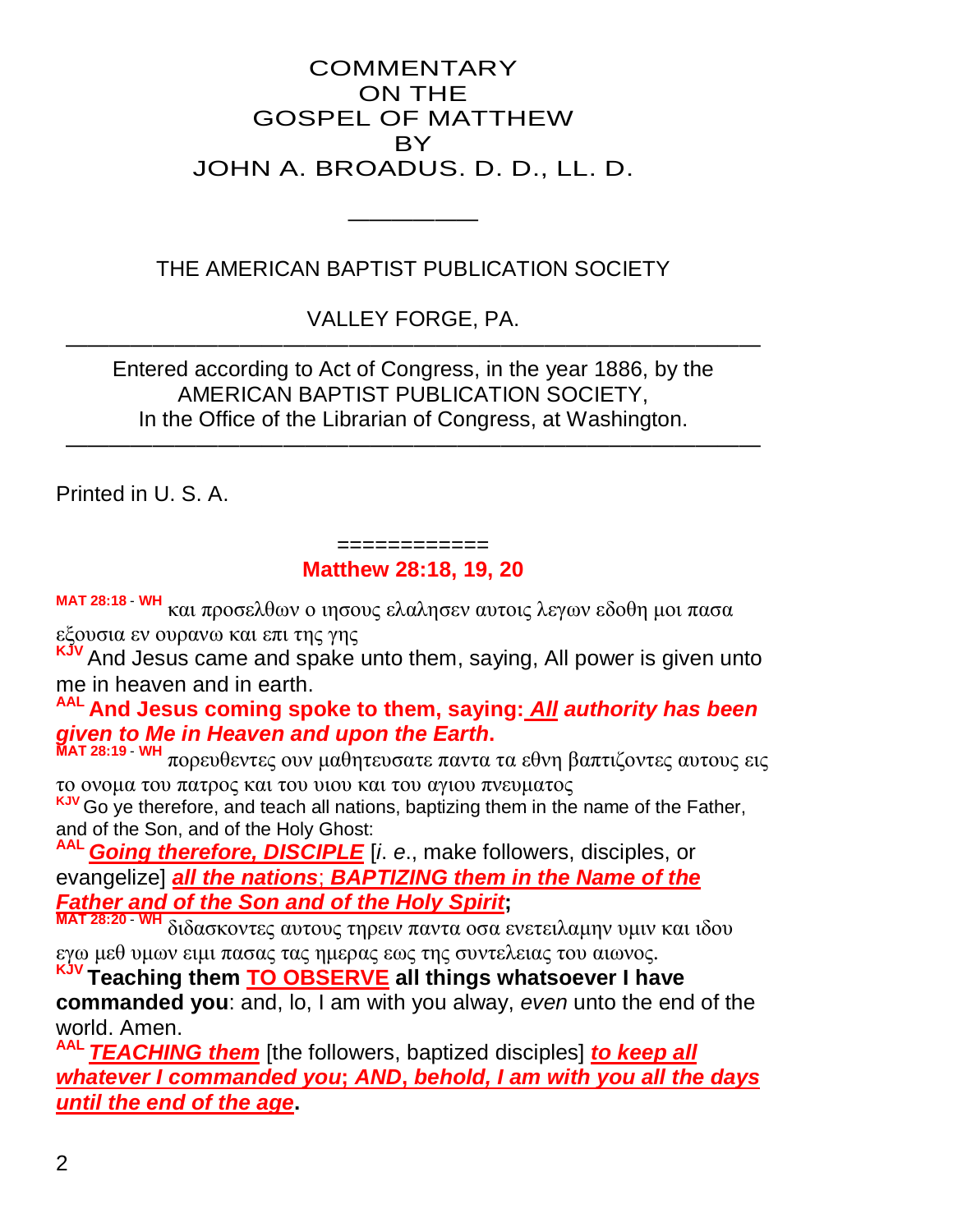COMMENTARY
ON THE
GOSPEL OF MATTHEW
BY
JOHN A. BROADUS. D. D., LL. D.

__________

THE AMERICAN BAPTIST PUBLICATION SOCIETY

VALLEY FORGE, PA.

---

Entered according to Act of Congress, in the year 1886, by the
AMERICAN BAPTIST PUBLICATION SOCIETY,
In the Office of the Librarian of Congress, at Washington.

---

Printed in U. S. A.

============

## Matthew 28:18, 19, 20

**MAT 28:18 - WH** και προσελθων ο ιησους ελαλησεν αυτοις λεγων εδοθη μοι πασα εξουσια εν ουρανω και επι της γης

**KJV** And Jesus came and spake unto them, saying, All power is given unto me in heaven and in earth.

**AAL** **And Jesus coming spoke to them, saying: *All authority has been given to Me in Heaven and upon the Earth*.**

**MAT 28:19 - WH** πορευθεντες ουν μαθητευσατε παντα τα εθνη βαπτιζοντες αυτους εις το ονομα του πατρος και του υιου και του αγιου πνευματος

**KJV** Go ye therefore, and teach all nations, baptizing them in the name of the Father, and of the Son, and of the Holy Ghost:

**AAL** ***Going therefore, DISCIPLE*** [*i. e*., make followers, disciples, or evangelize] ***all the nations*; *BAPTIZING them in the Name of the Father and of the Son and of the Holy Spirit*;**

**MAT 28:20 - WH** διδασκοντες αυτους τηρειν παντα οσα ενετειλαμην υμιν και ιδου εγω μεθ υμων ειμι πασας τας ημερας εως της συντελειας του αιωνος.

**KJV** **Teaching them TO OBSERVE all things whatsoever I have commanded you**: and, lo, I am with you alway, *even* unto the end of the world. Amen.

**AAL** ***TEACHING them*** [the followers, baptized disciples] ***to keep all whatever I commanded you*; *AND, behold, I am with you all the days until the end of the age*.**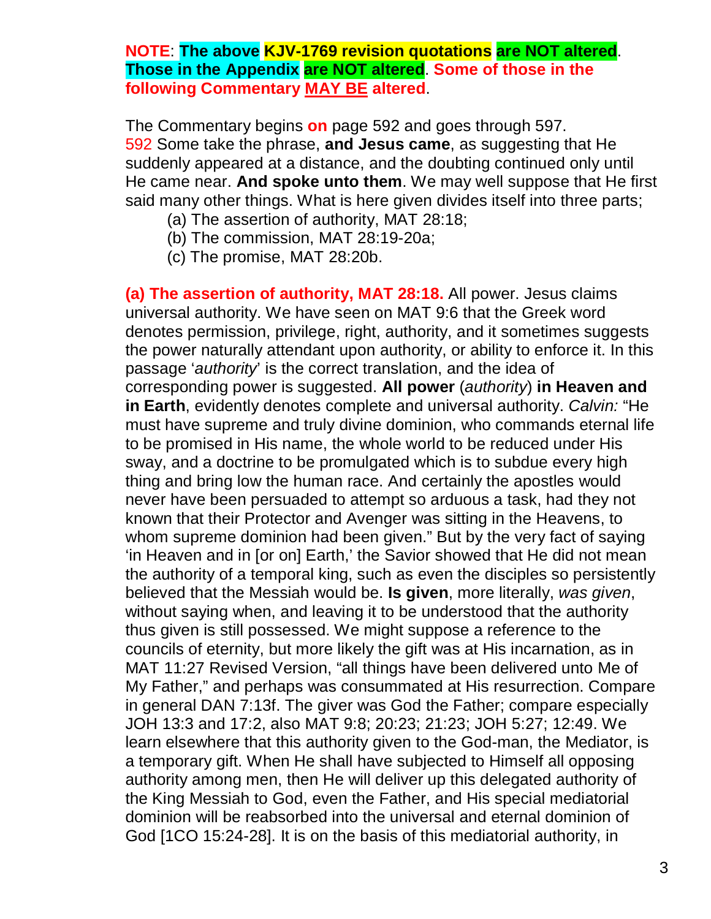**NOTE**: **The above KJV-1769 revision quotations are NOT altered**. **Those in the Appendix are NOT altered**. **Some of those in the following Commentary MAY BE altered**.

The Commentary begins **on** page 592 and goes through 597.

592 Some take the phrase, **and Jesus came**, as suggesting that He suddenly appeared at a distance, and the doubting continued only until He came near. **And spoke unto them**. We may well suppose that He first said many other things. What is here given divides itself into three parts;

(a) The assertion of authority, MAT 28:18;
(b) The commission, MAT 28:19-20a;
(c) The promise, MAT 28:20b.

**(a) The assertion of authority, MAT 28:18.** All power. Jesus claims universal authority. We have seen on MAT 9:6 that the Greek word denotes permission, privilege, right, authority, and it sometimes suggests the power naturally attendant upon authority, or ability to enforce it. In this passage '*authority*' is the correct translation, and the idea of corresponding power is suggested. **All power** (*authority*) **in Heaven and in Earth**, evidently denotes complete and universal authority. *Calvin:* "He must have supreme and truly divine dominion, who commands eternal life to be promised in His name, the whole world to be reduced under His sway, and a doctrine to be promulgated which is to subdue every high thing and bring low the human race. And certainly the apostles would never have been persuaded to attempt so arduous a task, had they not known that their Protector and Avenger was sitting in the Heavens, to whom supreme dominion had been given." But by the very fact of saying 'in Heaven and in [or on] Earth,' the Savior showed that He did not mean the authority of a temporal king, such as even the disciples so persistently believed that the Messiah would be. **Is given**, more literally, *was given*, without saying when, and leaving it to be understood that the authority thus given is still possessed. We might suppose a reference to the councils of eternity, but more likely the gift was at His incarnation, as in MAT 11:27 Revised Version, "all things have been delivered unto Me of My Father," and perhaps was consummated at His resurrection. Compare in general DAN 7:13f. The giver was God the Father; compare especially JOH 13:3 and 17:2, also MAT 9:8; 20:23; 21:23; JOH 5:27; 12:49. We learn elsewhere that this authority given to the God-man, the Mediator, is a temporary gift. When He shall have subjected to Himself all opposing authority among men, then He will deliver up this delegated authority of the King Messiah to God, even the Father, and His special mediatorial dominion will be reabsorbed into the universal and eternal dominion of God [1CO 15:24-28]. It is on the basis of this mediatorial authority, in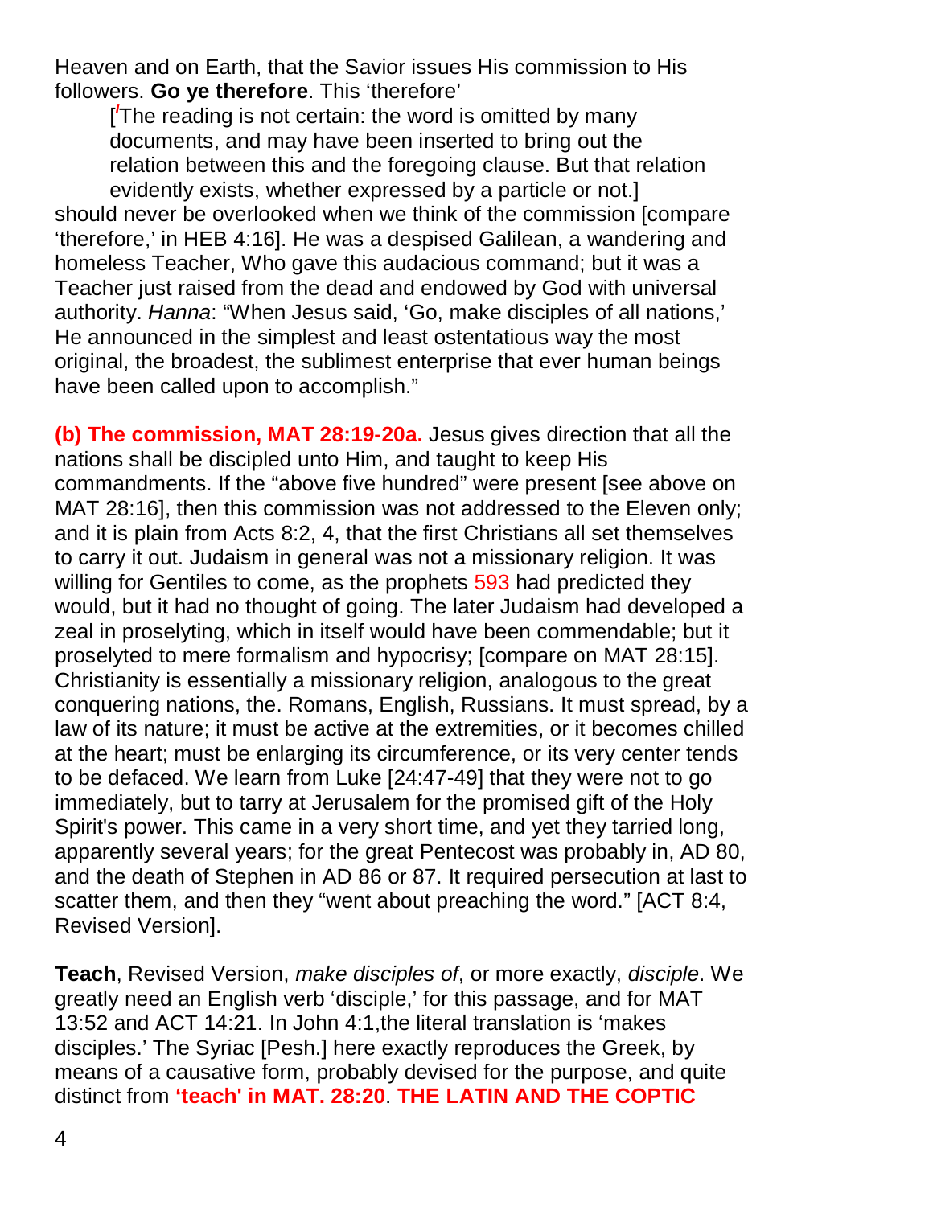Heaven and on Earth, that the Savior issues His commission to His followers. **Go ye therefore**. This 'therefore'

> ['The reading is not certain: the word is omitted by many documents, and may have been inserted to bring out the relation between this and the foregoing clause. But that relation evidently exists, whether expressed by a particle or not.]

should never be overlooked when we think of the commission [compare 'therefore,' in HEB 4:16]. He was a despised Galilean, a wandering and homeless Teacher, Who gave this audacious command; but it was a Teacher just raised from the dead and endowed by God with universal authority. *Hanna*: "When Jesus said, 'Go, make disciples of all nations,' He announced in the simplest and least ostentatious way the most original, the broadest, the sublimest enterprise that ever human beings have been called upon to accomplish."

**(b) The commission, MAT 28:19-20a.** Jesus gives direction that all the nations shall be discipled unto Him, and taught to keep His commandments. If the "above five hundred" were present [see above on MAT 28:16], then this commission was not addressed to the Eleven only; and it is plain from Acts 8:2, 4, that the first Christians all set themselves to carry it out. Judaism in general was not a missionary religion. It was willing for Gentiles to come, as the prophets 593 had predicted they would, but it had no thought of going. The later Judaism had developed a zeal in proselyting, which in itself would have been commendable; but it proselyted to mere formalism and hypocrisy; [compare on MAT 28:15]. Christianity is essentially a missionary religion, analogous to the great conquering nations, the. Romans, English, Russians. It must spread, by a law of its nature; it must be active at the extremities, or it becomes chilled at the heart; must be enlarging its circumference, or its very center tends to be defaced. We learn from Luke [24:47-49] that they were not to go immediately, but to tarry at Jerusalem for the promised gift of the Holy Spirit's power. This came in a very short time, and yet they tarried long, apparently several years; for the great Pentecost was probably in, AD 80, and the death of Stephen in AD 86 or 87. It required persecution at last to scatter them, and then they "went about preaching the word." [ACT 8:4, Revised Version].

**Teach**, Revised Version, *make disciples of*, or more exactly, *disciple*. We greatly need an English verb 'disciple,' for this passage, and for MAT 13:52 and ACT 14:21. In John 4:1,the literal translation is 'makes disciples.' The Syriac [Pesh.] here exactly reproduces the Greek, by means of a causative form, probably devised for the purpose, and quite distinct from **'teach' in MAT. 28:20**. **THE LATIN AND THE COPTIC**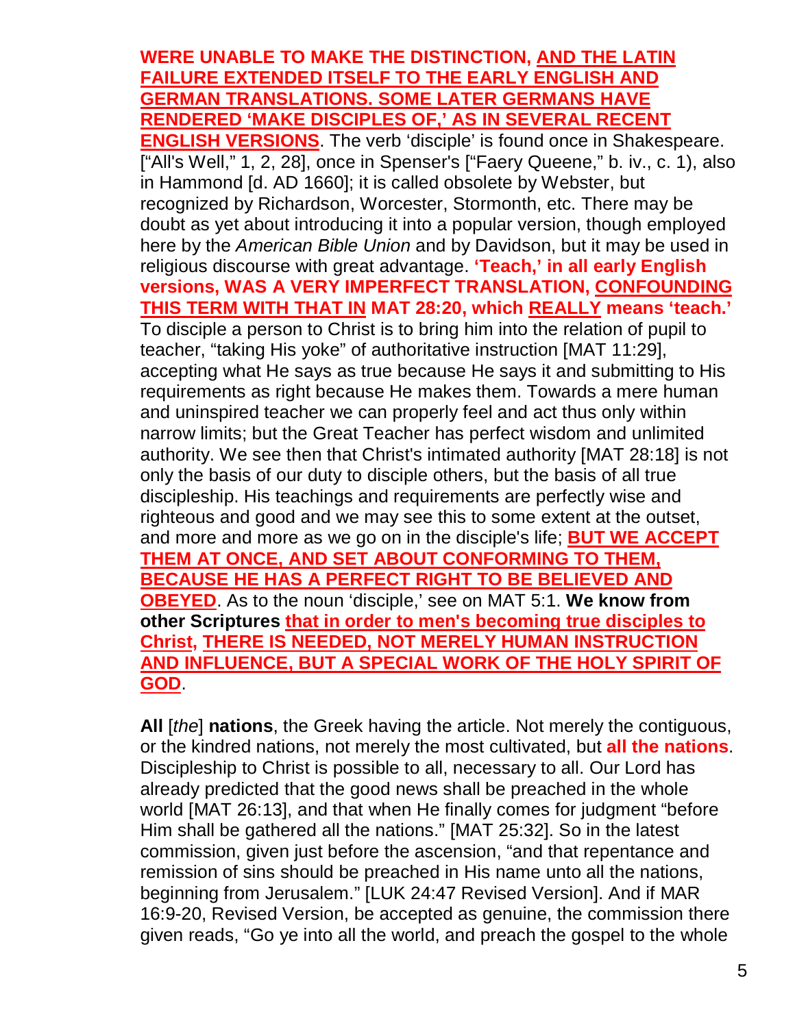**WERE UNABLE TO MAKE THE DISTINCTION, AND THE LATIN FAILURE EXTENDED ITSELF TO THE EARLY ENGLISH AND GERMAN TRANSLATIONS. SOME LATER GERMANS HAVE RENDERED 'MAKE DISCIPLES OF,' AS IN SEVERAL RECENT ENGLISH VERSIONS**. The verb 'disciple' is found once in Shakespeare. ["All's Well," 1, 2, 28], once in Spenser's ["Faery Queene," b. iv., c. 1), also in Hammond [d. AD 1660]; it is called obsolete by Webster, but recognized by Richardson, Worcester, Stormonth, etc. There may be doubt as yet about introducing it into a popular version, though employed here by the *American Bible Union* and by Davidson, but it may be used in religious discourse with great advantage. **'Teach,' in all early English versions, WAS A VERY IMPERFECT TRANSLATION, CONFOUNDING THIS TERM WITH THAT IN MAT 28:20, which REALLY means 'teach.'** To disciple a person to Christ is to bring him into the relation of pupil to teacher, "taking His yoke" of authoritative instruction [MAT 11:29], accepting what He says as true because He says it and submitting to His requirements as right because He makes them. Towards a mere human and uninspired teacher we can properly feel and act thus only within narrow limits; but the Great Teacher has perfect wisdom and unlimited authority. We see then that Christ's intimated authority [MAT 28:18] is not only the basis of our duty to disciple others, but the basis of all true discipleship. His teachings and requirements are perfectly wise and righteous and good and we may see this to some extent at the outset, and more and more as we go on in the disciple's life; **BUT WE ACCEPT THEM AT ONCE, AND SET ABOUT CONFORMING TO THEM, BECAUSE HE HAS A PERFECT RIGHT TO BE BELIEVED AND OBEYED**. As to the noun 'disciple,' see on MAT 5:1. **We know from other Scriptures that in order to men's becoming true disciples to Christ, THERE IS NEEDED, NOT MERELY HUMAN INSTRUCTION AND INFLUENCE, BUT A SPECIAL WORK OF THE HOLY SPIRIT OF GOD**.

**All** [*the*] **nations**, the Greek having the article. Not merely the contiguous, or the kindred nations, not merely the most cultivated, but **all the nations**. Discipleship to Christ is possible to all, necessary to all. Our Lord has already predicted that the good news shall be preached in the whole world [MAT 26:13], and that when He finally comes for judgment "before Him shall be gathered all the nations." [MAT 25:32]. So in the latest commission, given just before the ascension, "and that repentance and remission of sins should be preached in His name unto all the nations, beginning from Jerusalem." [LUK 24:47 Revised Version]. And if MAR 16:9-20, Revised Version, be accepted as genuine, the commission there given reads, "Go ye into all the world, and preach the gospel to the whole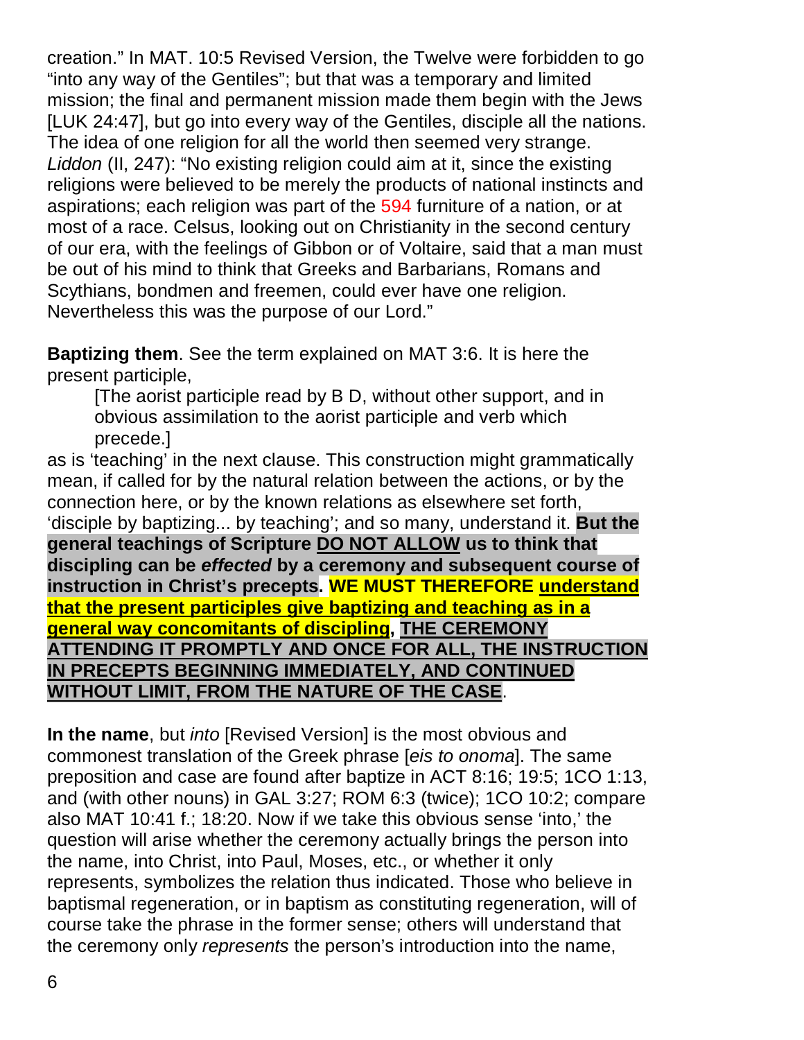creation." In MAT. 10:5 Revised Version, the Twelve were forbidden to go "into any way of the Gentiles"; but that was a temporary and limited mission; the final and permanent mission made them begin with the Jews [LUK 24:47], but go into every way of the Gentiles, disciple all the nations. The idea of one religion for all the world then seemed very strange. *Liddon* (II, 247): "No existing religion could aim at it, since the existing religions were believed to be merely the products of national instincts and aspirations; each religion was part of the 594 furniture of a nation, or at most of a race. Celsus, looking out on Christianity in the second century of our era, with the feelings of Gibbon or of Voltaire, said that a man must be out of his mind to think that Greeks and Barbarians, Romans and Scythians, bondmen and freemen, could ever have one religion. Nevertheless this was the purpose of our Lord."

**Baptizing them**. See the term explained on MAT 3:6. It is here the present participle,

> [The aorist participle read by B D, without other support, and in obvious assimilation to the aorist participle and verb which precede.]

as is 'teaching' in the next clause. This construction might grammatically mean, if called for by the natural relation between the actions, or by the connection here, or by the known relations as elsewhere set forth, 'disciple by baptizing... by teaching'; and so many, understand it. **But the general teachings of Scripture DO NOT ALLOW us to think that discipling can be *effected* by a ceremony and subsequent course of instruction in Christ's precepts. WE MUST THEREFORE understand that the present participles give baptizing and teaching as in a general way concomitants of discipling, THE CEREMONY ATTENDING IT PROMPTLY AND ONCE FOR ALL, THE INSTRUCTION IN PRECEPTS BEGINNING IMMEDIATELY, AND CONTINUED WITHOUT LIMIT, FROM THE NATURE OF THE CASE**.

**In the name**, but *into* [Revised Version] is the most obvious and commonest translation of the Greek phrase [*eis to onoma*]. The same preposition and case are found after baptize in ACT 8:16; 19:5; 1CO 1:13, and (with other nouns) in GAL 3:27; ROM 6:3 (twice); 1CO 10:2; compare also MAT 10:41 f.; 18:20. Now if we take this obvious sense 'into,' the question will arise whether the ceremony actually brings the person into the name, into Christ, into Paul, Moses, etc., or whether it only represents, symbolizes the relation thus indicated. Those who believe in baptismal regeneration, or in baptism as constituting regeneration, will of course take the phrase in the former sense; others will understand that the ceremony only *represents* the person's introduction into the name,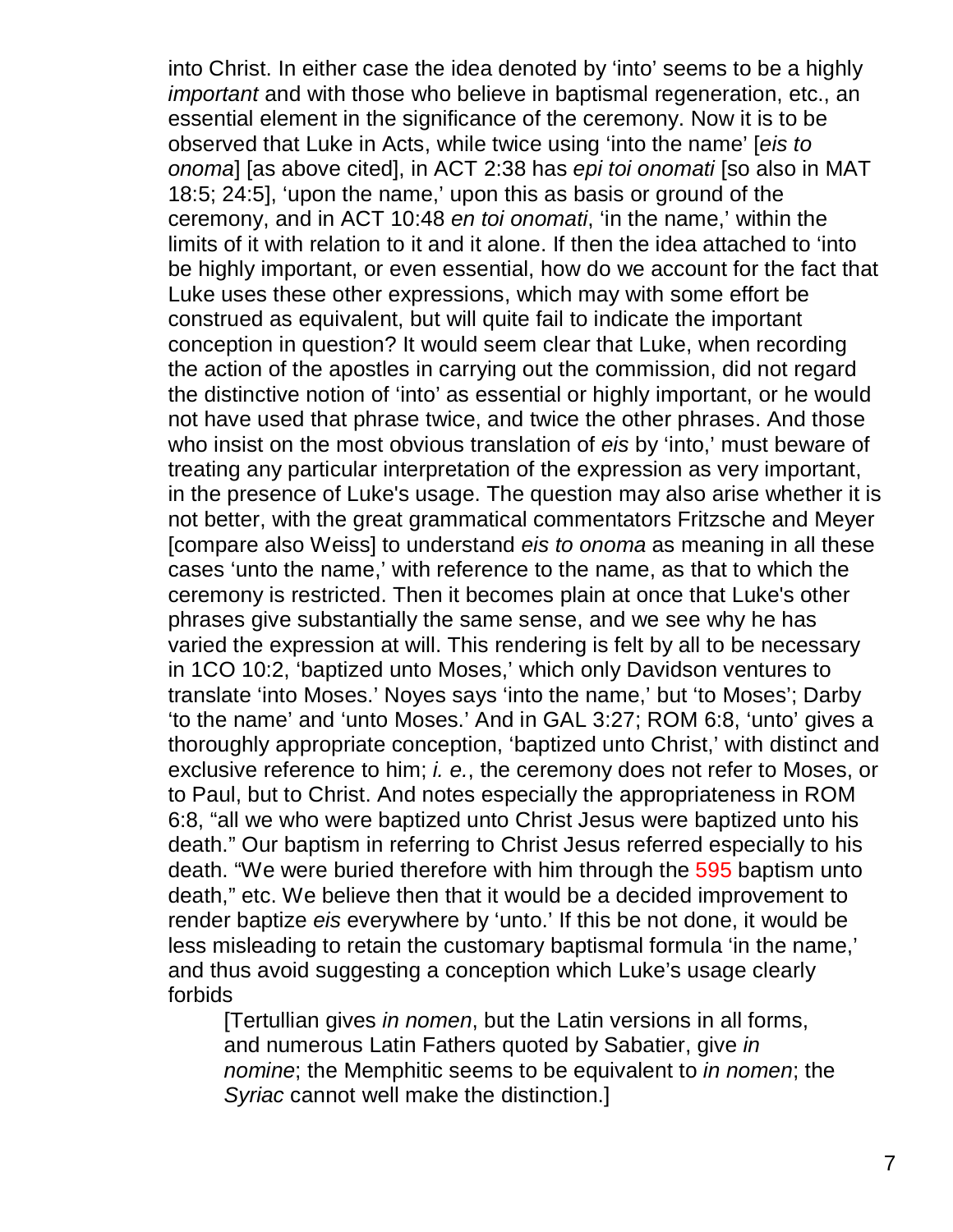into Christ. In either case the idea denoted by 'into' seems to be a highly *important* and with those who believe in baptismal regeneration, etc., an essential element in the significance of the ceremony. Now it is to be observed that Luke in Acts, while twice using 'into the name' [*eis to onoma*] [as above cited], in ACT 2:38 has *epi toi onomati* [so also in MAT 18:5; 24:5], 'upon the name,' upon this as basis or ground of the ceremony, and in ACT 10:48 *en toi onomati*, 'in the name,' within the limits of it with relation to it and it alone. If then the idea attached to 'into be highly important, or even essential, how do we account for the fact that Luke uses these other expressions, which may with some effort be construed as equivalent, but will quite fail to indicate the important conception in question? It would seem clear that Luke, when recording the action of the apostles in carrying out the commission, did not regard the distinctive notion of 'into' as essential or highly important, or he would not have used that phrase twice, and twice the other phrases. And those who insist on the most obvious translation of *eis* by 'into,' must beware of treating any particular interpretation of the expression as very important, in the presence of Luke's usage. The question may also arise whether it is not better, with the great grammatical commentators Fritzsche and Meyer [compare also Weiss] to understand *eis to onoma* as meaning in all these cases 'unto the name,' with reference to the name, as that to which the ceremony is restricted. Then it becomes plain at once that Luke's other phrases give substantially the same sense, and we see why he has varied the expression at will. This rendering is felt by all to be necessary in 1CO 10:2, 'baptized unto Moses,' which only Davidson ventures to translate 'into Moses.' Noyes says 'into the name,' but 'to Moses'; Darby 'to the name' and 'unto Moses.' And in GAL 3:27; ROM 6:8, 'unto' gives a thoroughly appropriate conception, 'baptized unto Christ,' with distinct and exclusive reference to him; *i. e.*, the ceremony does not refer to Moses, or to Paul, but to Christ. And notes especially the appropriateness in ROM 6:8, "all we who were baptized unto Christ Jesus were baptized unto his death." Our baptism in referring to Christ Jesus referred especially to his death. "We were buried therefore with him through the 595 baptism unto death," etc. We believe then that it would be a decided improvement to render baptize *eis* everywhere by 'unto.' If this be not done, it would be less misleading to retain the customary baptismal formula 'in the name,' and thus avoid suggesting a conception which Luke's usage clearly forbids

> [Tertullian gives *in nomen*, but the Latin versions in all forms, and numerous Latin Fathers quoted by Sabatier, give *in nomine*; the Memphitic seems to be equivalent to *in nomen*; the *Syriac* cannot well make the distinction.]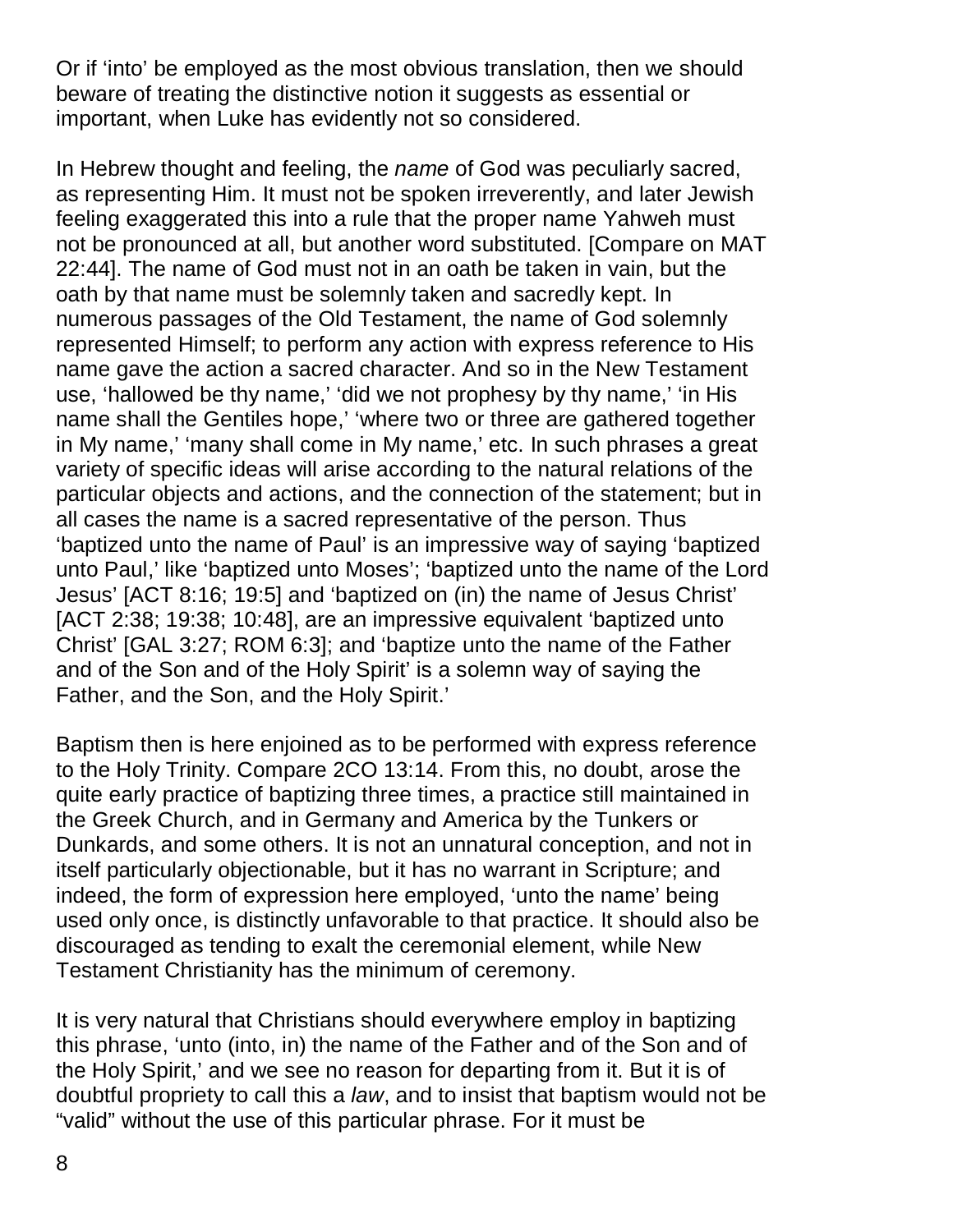Or if 'into' be employed as the most obvious translation, then we should beware of treating the distinctive notion it suggests as essential or important, when Luke has evidently not so considered.

In Hebrew thought and feeling, the *name* of God was peculiarly sacred, as representing Him. It must not be spoken irreverently, and later Jewish feeling exaggerated this into a rule that the proper name Yahweh must not be pronounced at all, but another word substituted. [Compare on MAT 22:44]. The name of God must not in an oath be taken in vain, but the oath by that name must be solemnly taken and sacredly kept. In numerous passages of the Old Testament, the name of God solemnly represented Himself; to perform any action with express reference to His name gave the action a sacred character. And so in the New Testament use, 'hallowed be thy name,' 'did we not prophesy by thy name,' 'in His name shall the Gentiles hope,' 'where two or three are gathered together in My name,' 'many shall come in My name,' etc. In such phrases a great variety of specific ideas will arise according to the natural relations of the particular objects and actions, and the connection of the statement; but in all cases the name is a sacred representative of the person. Thus 'baptized unto the name of Paul' is an impressive way of saying 'baptized unto Paul,' like 'baptized unto Moses'; 'baptized unto the name of the Lord Jesus' [ACT 8:16; 19:5] and 'baptized on (in) the name of Jesus Christ' [ACT 2:38; 19:38; 10:48], are an impressive equivalent 'baptized unto Christ' [GAL 3:27; ROM 6:3]; and 'baptize unto the name of the Father and of the Son and of the Holy Spirit' is a solemn way of saying the Father, and the Son, and the Holy Spirit.'

Baptism then is here enjoined as to be performed with express reference to the Holy Trinity. Compare 2CO 13:14. From this, no doubt, arose the quite early practice of baptizing three times, a practice still maintained in the Greek Church, and in Germany and America by the Tunkers or Dunkards, and some others. It is not an unnatural conception, and not in itself particularly objectionable, but it has no warrant in Scripture; and indeed, the form of expression here employed, 'unto the name' being used only once, is distinctly unfavorable to that practice. It should also be discouraged as tending to exalt the ceremonial element, while New Testament Christianity has the minimum of ceremony.

It is very natural that Christians should everywhere employ in baptizing this phrase, 'unto (into, in) the name of the Father and of the Son and of the Holy Spirit,' and we see no reason for departing from it. But it is of doubtful propriety to call this a *law*, and to insist that baptism would not be "valid" without the use of this particular phrase. For it must be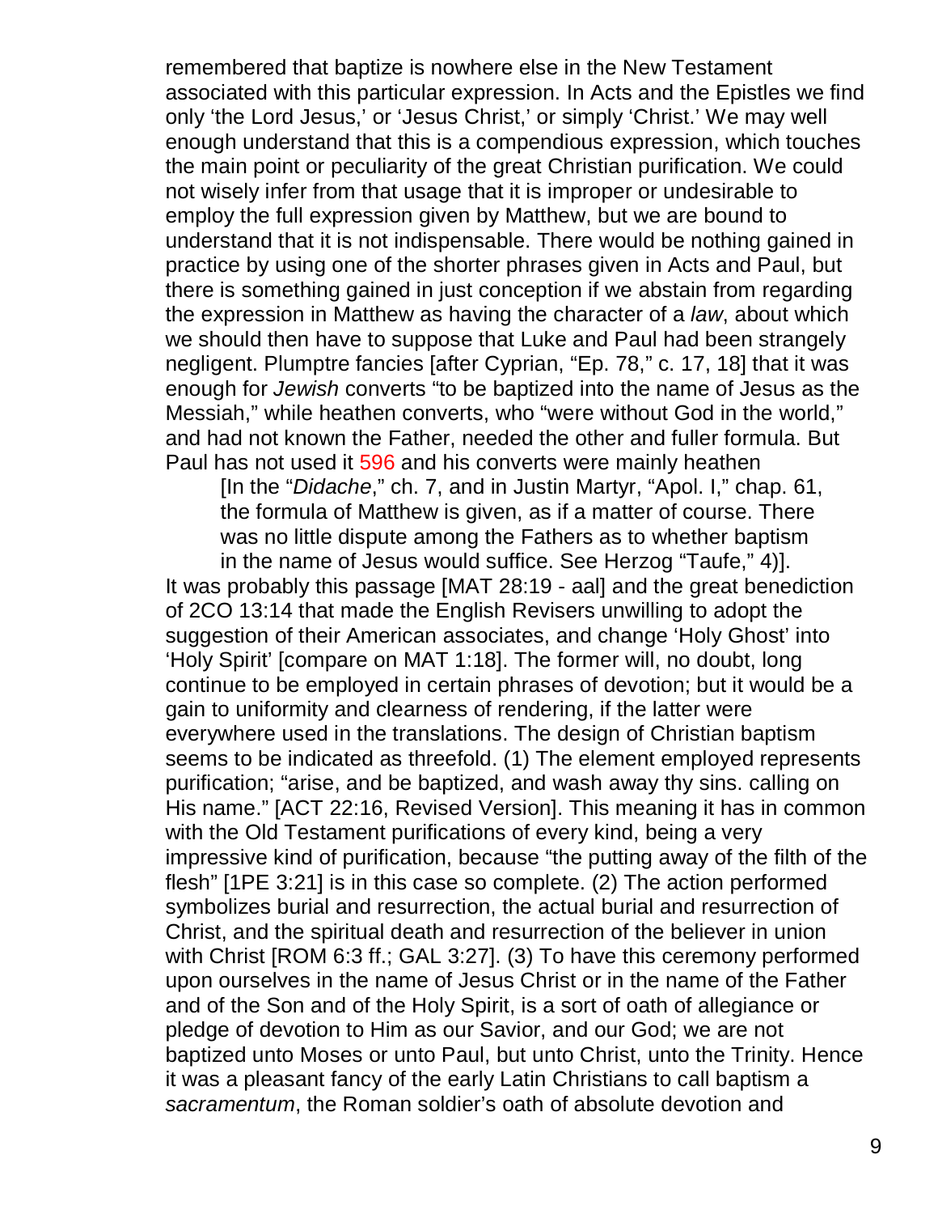remembered that baptize is nowhere else in the New Testament associated with this particular expression. In Acts and the Epistles we find only 'the Lord Jesus,' or 'Jesus Christ,' or simply 'Christ.' We may well enough understand that this is a compendious expression, which touches the main point or peculiarity of the great Christian purification. We could not wisely infer from that usage that it is improper or undesirable to employ the full expression given by Matthew, but we are bound to understand that it is not indispensable. There would be nothing gained in practice by using one of the shorter phrases given in Acts and Paul, but there is something gained in just conception if we abstain from regarding the expression in Matthew as having the character of a *law*, about which we should then have to suppose that Luke and Paul had been strangely negligent. Plumptre fancies [after Cyprian, "Ep. 78," c. 17, 18] that it was enough for *Jewish* converts "to be baptized into the name of Jesus as the Messiah," while heathen converts, who "were without God in the world," and had not known the Father, needed the other and fuller formula. But Paul has not used it 596 and his converts were mainly heathen

> [In the "*Didache*," ch. 7, and in Justin Martyr, "Apol. I," chap. 61, the formula of Matthew is given, as if a matter of course. There was no little dispute among the Fathers as to whether baptism in the name of Jesus would suffice. See Herzog "Taufe," 4)].

It was probably this passage [MAT 28:19 - aal] and the great benediction of 2CO 13:14 that made the English Revisers unwilling to adopt the suggestion of their American associates, and change 'Holy Ghost' into 'Holy Spirit' [compare on MAT 1:18]. The former will, no doubt, long continue to be employed in certain phrases of devotion; but it would be a gain to uniformity and clearness of rendering, if the latter were everywhere used in the translations. The design of Christian baptism seems to be indicated as threefold. (1) The element employed represents purification; "arise, and be baptized, and wash away thy sins. calling on His name." [ACT 22:16, Revised Version]. This meaning it has in common with the Old Testament purifications of every kind, being a very impressive kind of purification, because "the putting away of the filth of the flesh" [1PE 3:21] is in this case so complete. (2) The action performed symbolizes burial and resurrection, the actual burial and resurrection of Christ, and the spiritual death and resurrection of the believer in union with Christ [ROM 6:3 ff.; GAL 3:27]. (3) To have this ceremony performed upon ourselves in the name of Jesus Christ or in the name of the Father and of the Son and of the Holy Spirit, is a sort of oath of allegiance or pledge of devotion to Him as our Savior, and our God; we are not baptized unto Moses or unto Paul, but unto Christ, unto the Trinity. Hence it was a pleasant fancy of the early Latin Christians to call baptism a *sacramentum*, the Roman soldier's oath of absolute devotion and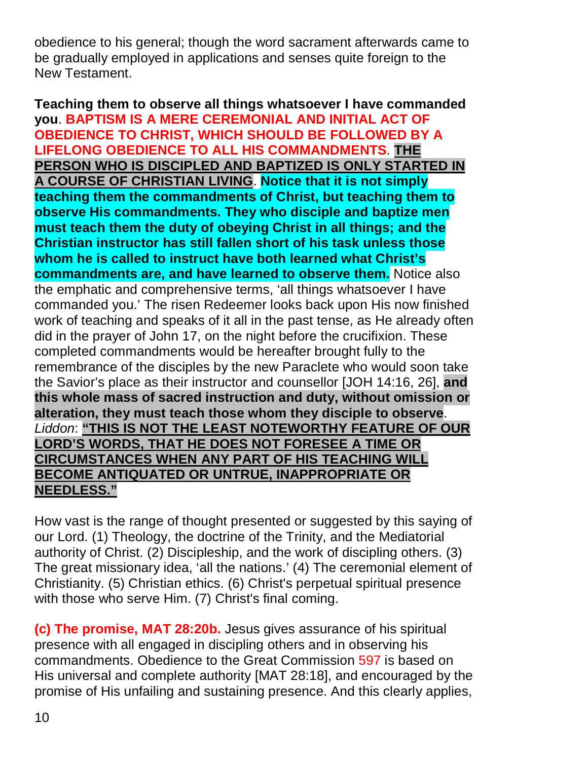obedience to his general; though the word sacrament afterwards came to be gradually employed in applications and senses quite foreign to the New Testament.

**Teaching them to observe all things whatsoever I have commanded you**. **BAPTISM IS A MERE CEREMONIAL AND INITIAL ACT OF OBEDIENCE TO CHRIST, WHICH SHOULD BE FOLLOWED BY A LIFELONG OBEDIENCE TO ALL HIS COMMANDMENTS**. **THE PERSON WHO IS DISCIPLED AND BAPTIZED IS ONLY STARTED IN A COURSE OF CHRISTIAN LIVING**. **Notice that it is not simply teaching them the commandments of Christ, but teaching them to observe His commandments. They who disciple and baptize men must teach them the duty of obeying Christ in all things; and the Christian instructor has still fallen short of his task unless those whom he is called to instruct have both learned what Christ's commandments are, and have learned to observe them.** Notice also the emphatic and comprehensive terms, 'all things whatsoever I have commanded you.' The risen Redeemer looks back upon His now finished work of teaching and speaks of it all in the past tense, as He already often did in the prayer of John 17, on the night before the crucifixion. These completed commandments would be hereafter brought fully to the remembrance of the disciples by the new Paraclete who would soon take the Savior's place as their instructor and counsellor [JOH 14:16, 26], **and this whole mass of sacred instruction and duty, without omission or alteration, they must teach those whom they disciple to observe**. *Liddon*: **"THIS IS NOT THE LEAST NOTEWORTHY FEATURE OF OUR LORD'S WORDS, THAT HE DOES NOT FORESEE A TIME OR CIRCUMSTANCES WHEN ANY PART OF HIS TEACHING WILL BECOME ANTIQUATED OR UNTRUE, INAPPROPRIATE OR NEEDLESS."**

How vast is the range of thought presented or suggested by this saying of our Lord. (1) Theology, the doctrine of the Trinity, and the Mediatorial authority of Christ. (2) Discipleship, and the work of discipling others. (3) The great missionary idea, 'all the nations.' (4) The ceremonial element of Christianity. (5) Christian ethics. (6) Christ's perpetual spiritual presence with those who serve Him. (7) Christ's final coming.

**(c) The promise, MAT 28:20b.** Jesus gives assurance of his spiritual presence with all engaged in discipling others and in observing his commandments. Obedience to the Great Commission 597 is based on His universal and complete authority [MAT 28:18], and encouraged by the promise of His unfailing and sustaining presence. And this clearly applies,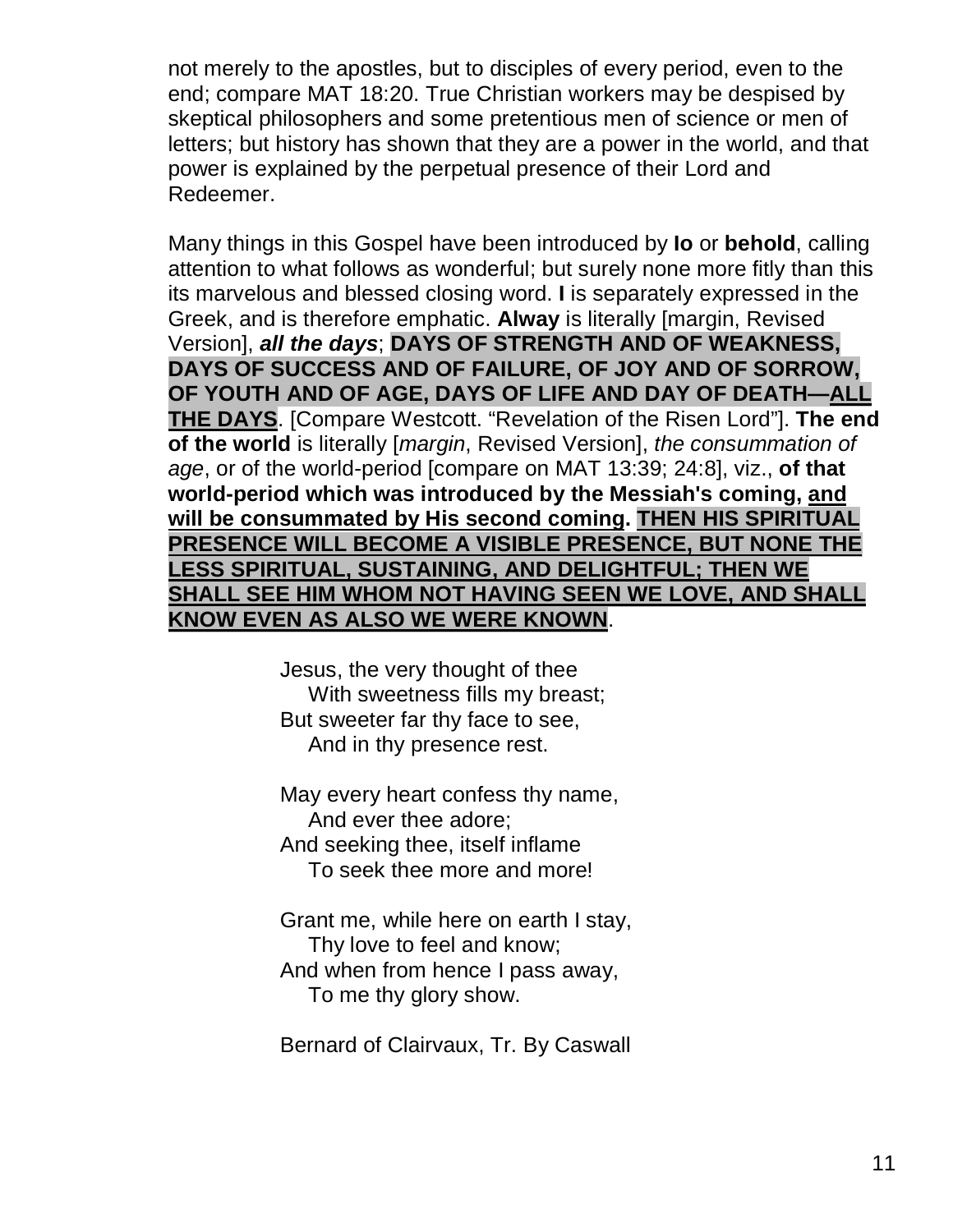not merely to the apostles, but to disciples of every period, even to the end; compare MAT 18:20. True Christian workers may be despised by skeptical philosophers and some pretentious men of science or men of letters; but history has shown that they are a power in the world, and that power is explained by the perpetual presence of their Lord and Redeemer.

Many things in this Gospel have been introduced by **lo** or **behold**, calling attention to what follows as wonderful; but surely none more fitly than this its marvelous and blessed closing word. **I** is separately expressed in the Greek, and is therefore emphatic. **Alway** is literally [margin, Revised Version], ***all the days***; **DAYS OF STRENGTH AND OF WEAKNESS, DAYS OF SUCCESS AND OF FAILURE, OF JOY AND OF SORROW, OF YOUTH AND OF AGE, DAYS OF LIFE AND DAY OF DEATH—<u>ALL THE DAYS</u>**. [Compare Westcott. “Revelation of the Risen Lord”]. **The end of the world** is literally [*margin*, Revised Version], *the consummation of age*, or of the world-period [compare on MAT 13:39; 24:8], viz., **of that world-period which was introduced by the Messiah's coming, <u>and will be consummated by His second coming</u>. <u>THEN HIS SPIRITUAL PRESENCE WILL BECOME A VISIBLE PRESENCE, BUT NONE THE LESS SPIRITUAL, SUSTAINING, AND DELIGHTFUL; THEN WE SHALL SEE HIM WHOM NOT HAVING SEEN WE LOVE, AND SHALL KNOW EVEN AS ALSO WE WERE KNOWN</u>**.

> Jesus, the very thought of thee
> With sweetness fills my breast;
> But sweeter far thy face to see,
> And in thy presence rest.
>
> May every heart confess thy name,
> And ever thee adore;
> And seeking thee, itself inflame
> To seek thee more and more!
>
> Grant me, while here on earth I stay,
> Thy love to feel and know;
> And when from hence I pass away,
> To me thy glory show.
>
> Bernard of Clairvaux, Tr. By Caswall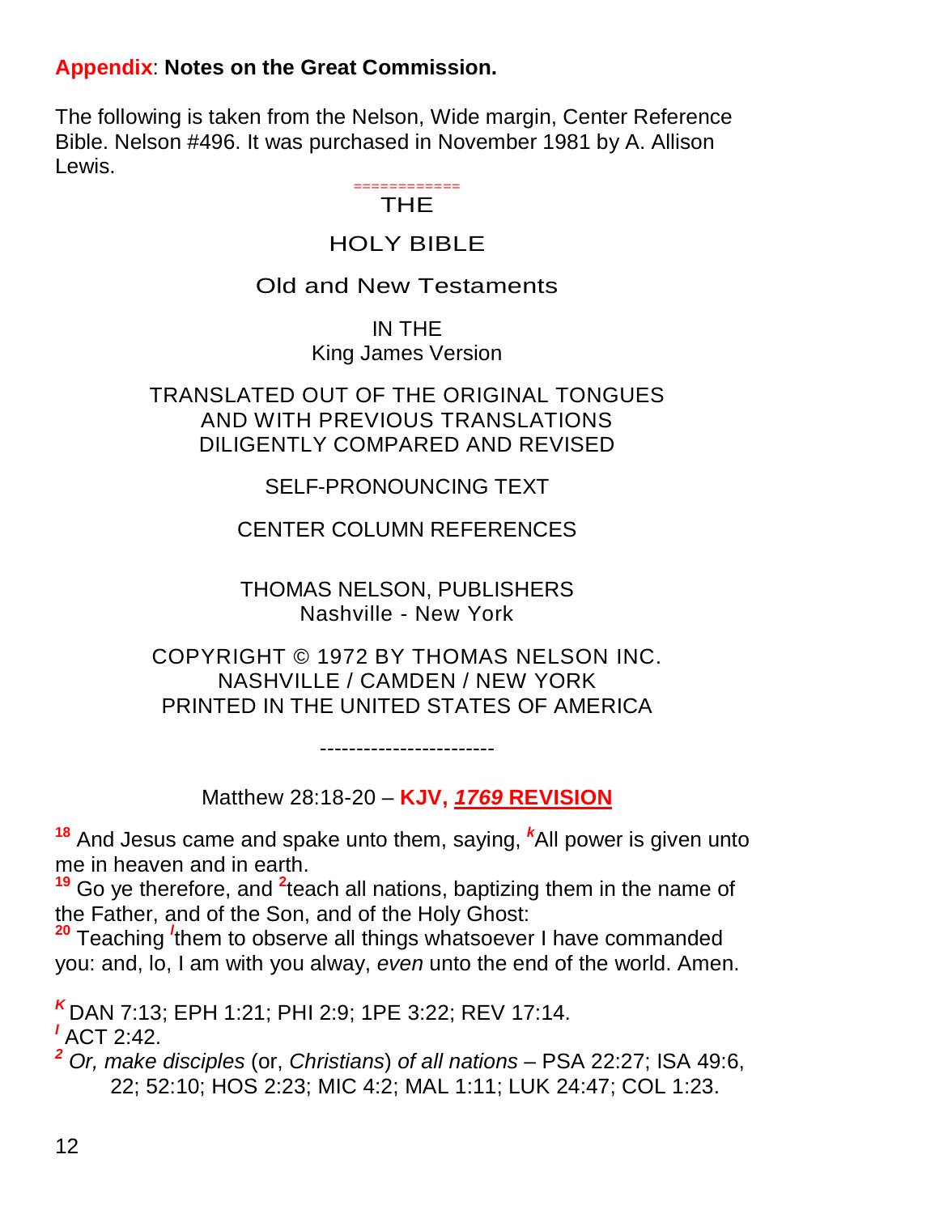**Appendix**: **Notes on the Great Commission.**

The following is taken from the Nelson, Wide margin, Center Reference Bible. Nelson #496. It was purchased in November 1981 by A. Allison Lewis.

============

THE

HOLY BIBLE

Old and New Testaments

IN THE
King James Version

TRANSLATED OUT OF THE ORIGINAL TONGUES
AND WITH PREVIOUS TRANSLATIONS
DILIGENTLY COMPARED AND REVISED

SELF-PRONOUNCING TEXT

CENTER COLUMN REFERENCES

THOMAS NELSON, PUBLISHERS
Nashville - New York

COPYRIGHT © 1972 BY THOMAS NELSON INC.
NASHVILLE / CAMDEN / NEW YORK
PRINTED IN THE UNITED STATES OF AMERICA

------------------------

Matthew 28:18-20 – **KJV, *1769* REVISION**

[18] And Jesus came and spake unto them, saying, [k]All power is given unto me in heaven and in earth.
[19] Go ye therefore, and [2]teach all nations, baptizing them in the name of the Father, and of the Son, and of the Holy Ghost:
[20] Teaching [l]them to observe all things whatsoever I have commanded you: and, lo, I am with you alway, *even* unto the end of the world. Amen.

[K] DAN 7:13; EPH 1:21; PHI 2:9; 1PE 3:22; REV 17:14.
[l] ACT 2:42.
[2] *Or, make disciples* (or, *Christians*) *of all nations* – PSA 22:27; ISA 49:6, 22; 52:10; HOS 2:23; MIC 4:2; MAL 1:11; LUK 24:47; COL 1:23.